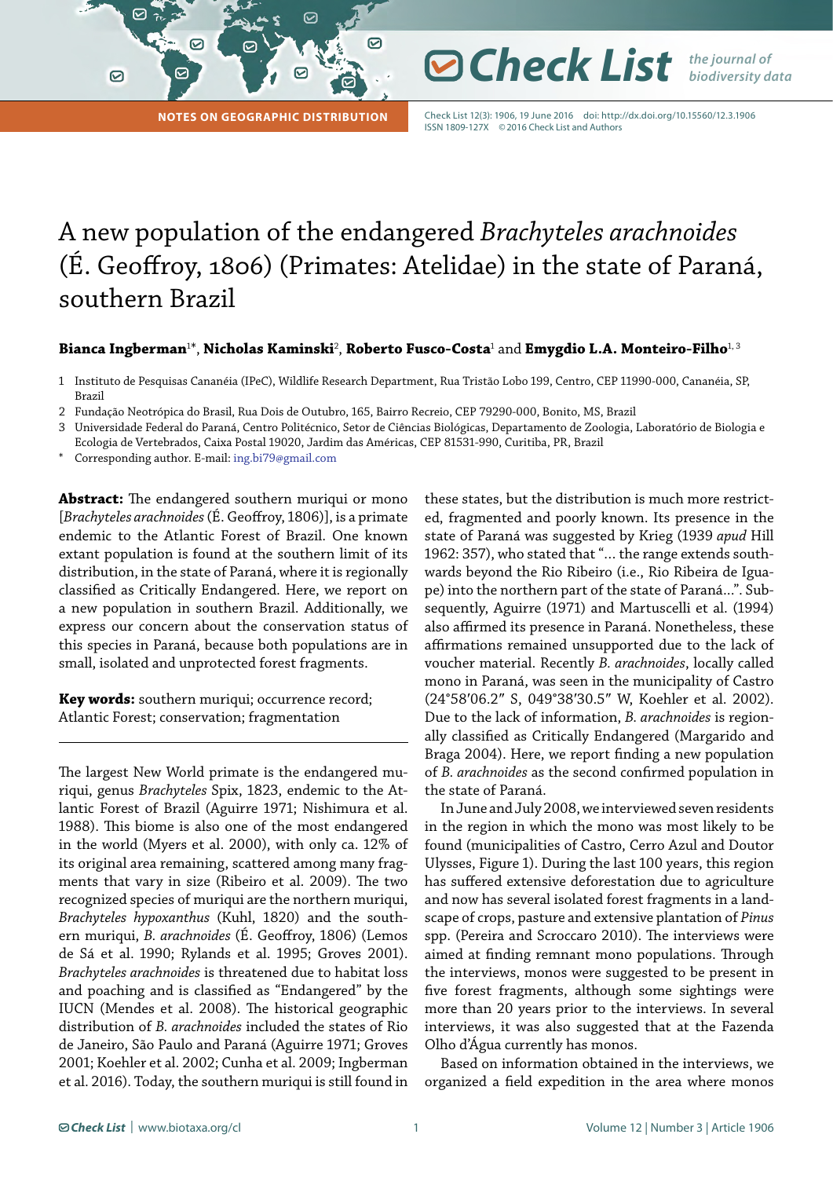NOTES ON GEOGRAPHIC DISTRIBUTION

# A new population of the endangered *Brachyteles arachnoides* (É. Geoffroy, 1806) (Primates: Atelidae) in the state of Paraná, southern Brazil

**Bianca Ingberman**[1*], **Nicholas Kaminski**[2], **Roberto Fusco-Costa**[1] and **Emygdio L.A. Monteiro-Filho**[1, 3]

1 Instituto de Pesquisas Cananéia (IPeC), Wildlife Research Department, Rua Tristão Lobo 199, Centro, CEP 11990-000, Cananéia, SP, Brazil

2 Fundação Neotrópica do Brasil, Rua Dois de Outubro, 165, Bairro Recreio, CEP 79290-000, Bonito, MS, Brazil

3 Universidade Federal do Paraná, Centro Politécnico, Setor de Ciências Biológicas, Departamento de Zoologia, Laboratório de Biologia e Ecologia de Vertebrados, Caixa Postal 19020, Jardim das Américas, CEP 81531-990, Curitiba, PR, Brazil

\* Corresponding author. E-mail: ing.bi79@gmail.com

**Abstract:** The endangered southern muriqui or mono [*Brachyteles arachnoides* (É. Geoffroy, 1806)], is a primate endemic to the Atlantic Forest of Brazil. One known extant population is found at the southern limit of its distribution, in the state of Paraná, where it is regionally classified as Critically Endangered. Here, we report on a new population in southern Brazil. Additionally, we express our concern about the conservation status of this species in Paraná, because both populations are in small, isolated and unprotected forest fragments.

**Key words:** southern muriqui; occurrence record; Atlantic Forest; conservation; fragmentation

The largest New World primate is the endangered muriqui, genus *Brachyteles* Spix, 1823, endemic to the Atlantic Forest of Brazil (Aguirre 1971; Nishimura et al. 1988). This biome is also one of the most endangered in the world (Myers et al. 2000), with only ca. 12% of its original area remaining, scattered among many fragments that vary in size (Ribeiro et al. 2009). The two recognized species of muriqui are the northern muriqui, *Brachyteles hypoxanthus* (Kuhl, 1820) and the southern muriqui, *B. arachnoides* (É. Geoffroy, 1806) (Lemos de Sá et al. 1990; Rylands et al. 1995; Groves 2001). *Brachyteles arachnoides* is threatened due to habitat loss and poaching and is classified as "Endangered" by the IUCN (Mendes et al. 2008). The historical geographic distribution of *B. arachnoides* included the states of Rio de Janeiro, São Paulo and Paraná (Aguirre 1971; Groves 2001; Koehler et al. 2002; Cunha et al. 2009; Ingberman et al. 2016). Today, the southern muriqui is still found in these states, but the distribution is much more restricted, fragmented and poorly known. Its presence in the state of Paraná was suggested by Krieg (1939 *apud* Hill 1962: 357), who stated that "… the range extends southwards beyond the Rio Ribeiro (i.e., Rio Ribeira de Iguape) into the northern part of the state of Paraná…". Subsequently, Aguirre (1971) and Martuscelli et al. (1994) also affirmed its presence in Paraná. Nonetheless, these affirmations remained unsupported due to the lack of voucher material. Recently *B. arachnoides*, locally called mono in Paraná, was seen in the municipality of Castro (24°58′06.2″ S, 049°38′30.5″ W, Koehler et al. 2002). Due to the lack of information, *B. arachnoides* is regionally classified as Critically Endangered (Margarido and Braga 2004). Here, we report finding a new population of *B. arachnoides* as the second confirmed population in the state of Paraná.

In June and July 2008, we interviewed seven residents in the region in which the mono was most likely to be found (municipalities of Castro, Cerro Azul and Doutor Ulysses, Figure 1). During the last 100 years, this region has suffered extensive deforestation due to agriculture and now has several isolated forest fragments in a landscape of crops, pasture and extensive plantation of *Pinus* spp. (Pereira and Scroccaro 2010). The interviews were aimed at finding remnant mono populations. Through the interviews, monos were suggested to be present in five forest fragments, although some sightings were more than 20 years prior to the interviews. In several interviews, it was also suggested that at the Fazenda Olho d'Água currently has monos.

Based on information obtained in the interviews, we organized a field expedition in the area where monos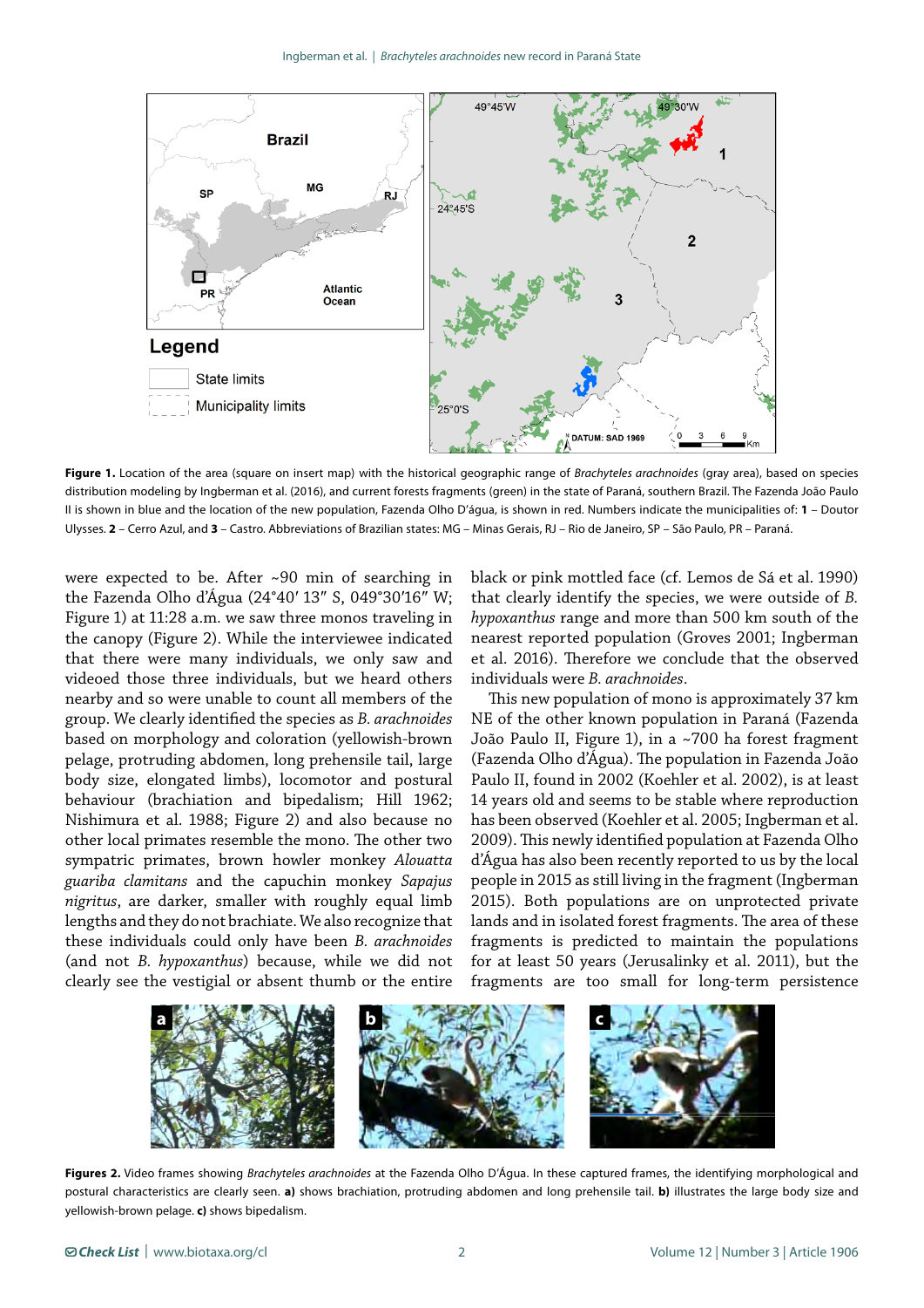**Figure 1.** Location of the area (square on insert map) with the historical geographic range of *Brachyteles arachnoides* (gray area), based on species distribution modeling by Ingberman et al. (2016), and current forests fragments (green) in the state of Paraná, southern Brazil. The Fazenda João Paulo II is shown in blue and the location of the new population, Fazenda Olho D'água, is shown in red. Numbers indicate the municipalities of: **1** – Doutor Ulysses. **2** – Cerro Azul, and **3** – Castro. Abbreviations of Brazilian states: MG – Minas Gerais, RJ – Rio de Janeiro, SP – São Paulo, PR – Paraná.

were expected to be. After ~90 min of searching in the Fazenda Olho d'Água (24°40′ 13″ S, 049°30′16″ W; Figure 1) at 11:28 a.m. we saw three monos traveling in the canopy (Figure 2). While the interviewee indicated that there were many individuals, we only saw and videoed those three individuals, but we heard others nearby and so were unable to count all members of the group. We clearly identified the species as *B. arachnoides* based on morphology and coloration (yellowish-brown pelage, protruding abdomen, long prehensile tail, large body size, elongated limbs), locomotor and postural behaviour (brachiation and bipedalism; Hill 1962; Nishimura et al. 1988; Figure 2) and also because no other local primates resemble the mono. The other two sympatric primates, brown howler monkey *Alouatta guariba clamitans* and the capuchin monkey *Sapajus nigritus*, are darker, smaller with roughly equal limb lengths and they do not brachiate. We also recognize that these individuals could only have been *B. arachnoides* (and not *B. hypoxanthus*) because, while we did not clearly see the vestigial or absent thumb or the entire black or pink mottled face (cf. Lemos de Sá et al. 1990) that clearly identify the species, we were outside of *B. hypoxanthus* range and more than 500 km south of the nearest reported population (Groves 2001; Ingberman et al. 2016). Therefore we conclude that the observed individuals were *B. arachnoides*.

This new population of mono is approximately 37 km NE of the other known population in Paraná (Fazenda João Paulo II, Figure 1), in a ~700 ha forest fragment (Fazenda Olho d'Água). The population in Fazenda João Paulo II, found in 2002 (Koehler et al. 2002), is at least 14 years old and seems to be stable where reproduction has been observed (Koehler et al. 2005; Ingberman et al. 2009). This newly identified population at Fazenda Olho d'Água has also been recently reported to us by the local people in 2015 as still living in the fragment (Ingberman 2015). Both populations are on unprotected private lands and in isolated forest fragments. The area of these fragments is predicted to maintain the populations for at least 50 years (Jerusalinky et al. 2011), but the fragments are too small for long-term persistence

**Figures 2.** Video frames showing *Brachyteles arachnoides* at the Fazenda Olho D'Água. In these captured frames, the identifying morphological and postural characteristics are clearly seen. **a)** shows brachiation, protruding abdomen and long prehensile tail. **b)** illustrates the large body size and yellowish-brown pelage. **c)** shows bipedalism.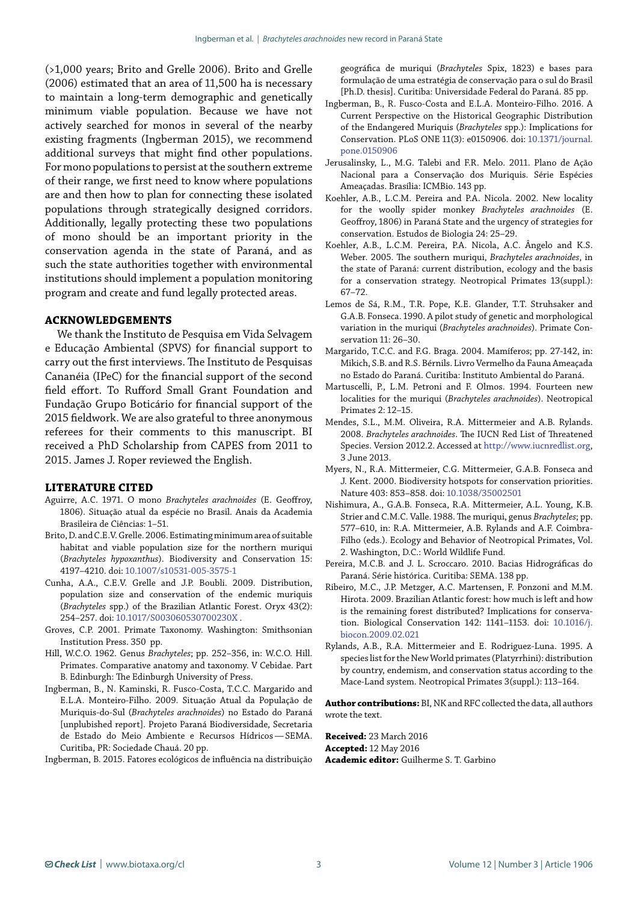(>1,000 years; Brito and Grelle 2006). Brito and Grelle (2006) estimated that an area of 11,500 ha is necessary to maintain a long-term demographic and genetically minimum viable population. Because we have not actively searched for monos in several of the nearby existing fragments (Ingberman 2015), we recommend additional surveys that might find other populations. For mono populations to persist at the southern extreme of their range, we first need to know where populations are and then how to plan for connecting these isolated populations through strategically designed corridors. Additionally, legally protecting these two populations of mono should be an important priority in the conservation agenda in the state of Paraná, and as such the state authorities together with environmental institutions should implement a population monitoring program and create and fund legally protected areas.

## ACKNOWLEDGEMENTS

We thank the Instituto de Pesquisa em Vida Selvagem e Educação Ambiental (SPVS) for financial support to carry out the first interviews. The Instituto de Pesquisas Cananéia (IPeC) for the financial support of the second field effort. To Rufford Small Grant Foundation and Fundação Grupo Boticário for financial support of the 2015 fieldwork. We are also grateful to three anonymous referees for their comments to this manuscript. BI received a PhD Scholarship from CAPES from 2011 to 2015. James J. Roper reviewed the English.

## LITERATURE CITED

Aguirre, A.C. 1971. O mono *Brachyteles arachnoides* (E. Geoffroy, 1806). Situação atual da espécie no Brasil. Anais da Academia Brasileira de Ciências: 1–51.

Brito, D. and C.E.V. Grelle. 2006. Estimating minimum area of suitable habitat and viable population size for the northern muriqui (*Brachyteles hypoxanthus*). Biodiversity and Conservation 15: 4197–4210. doi: 10.1007/s10531-005-3575-1

Cunha, A.A., C.E.V. Grelle and J.P. Boubli. 2009. Distribution, population size and conservation of the endemic muriquis (*Brachyteles* spp.) of the Brazilian Atlantic Forest. Oryx 43(2): 254–257. doi: 10.1017/S003060530700230X .

Groves, C.P. 2001. Primate Taxonomy. Washington: Smithsonian Institution Press. 350 pp.

Hill, W.C.O. 1962. Genus *Brachyteles*; pp. 252–356, in: W.C.O. Hill. Primates. Comparative anatomy and taxonomy. V Cebidae. Part B. Edinburgh: The Edinburgh University of Press.

Ingberman, B., N. Kaminski, R. Fusco-Costa, T.C.C. Margarido and E.L.A. Monteiro-Filho. 2009. Situação Atual da População de Muriquis-do-Sul (*Brachyteles arachnoides*) no Estado do Paraná [unplubished report]. Projeto Paraná Biodiversidade, Secretaria de Estado do Meio Ambiente e Recursos Hídricos — SEMA. Curitiba, PR: Sociedade Chauá. 20 pp.

Ingberman, B. 2015. Fatores ecológicos de influência na distribuição geográfica de muriqui (*Brachyteles* Spix, 1823) e bases para formulação de uma estratégia de conservação para o sul do Brasil [Ph.D. thesis]. Curitiba: Universidade Federal do Paraná. 85 pp.

Ingberman, B., R. Fusco-Costa and E.L.A. Monteiro-Filho. 2016. A Current Perspective on the Historical Geographic Distribution of the Endangered Muriquis (*Brachyteles* spp.): Implications for Conservation. PLoS ONE 11(3): e0150906. doi: 10.1371/journal.pone.0150906

Jerusalinsky, L., M.G. Talebi and F.R. Melo. 2011. Plano de Ação Nacional para a Conservação dos Muriquis. Série Espécies Ameaçadas. Brasília: ICMBio. 143 pp.

Koehler, A.B., L.C.M. Pereira and P.A. Nicola. 2002. New locality for the woolly spider monkey *Brachyteles arachnoides* (E. Geoffroy, 1806) in Paraná State and the urgency of strategies for conservation. Estudos de Biologia 24: 25–29.

Koehler, A.B., L.C.M. Pereira, P.A. Nicola, A.C. Ângelo and K.S. Weber. 2005. The southern muriqui, *Brachyteles arachnoides*, in the state of Paraná: current distribution, ecology and the basis for a conservation strategy. Neotropical Primates 13(suppl.): 67–72.

Lemos de Sá, R.M., T.R. Pope, K.E. Glander, T.T. Struhsaker and G.A.B. Fonseca. 1990. A pilot study of genetic and morphological variation in the muriqui (*Brachyteles arachnoides*). Primate Conservation 11: 26–30.

Margarido, T.C.C. and F.G. Braga. 2004. Mamíferos; pp. 27-142, in: Mikich, S.B. and R.S. Bérnils. Livro Vermelho da Fauna Ameaçada no Estado do Paraná. Curitiba: Instituto Ambiental do Paraná.

Martuscelli, P., L.M. Petroni and F. Olmos. 1994. Fourteen new localities for the muriqui (*Brachyteles arachnoides*). Neotropical Primates 2: 12–15.

Mendes, S.L., M.M. Oliveira, R.A. Mittermeier and A.B. Rylands. 2008. *Brachyteles arachnoides*. The IUCN Red List of Threatened Species. Version 2012.2. Accessed at http://www.iucnredlist.org, 3 June 2013.

Myers, N., R.A. Mittermeier, C.G. Mittermeier, G.A.B. Fonseca and J. Kent. 2000. Biodiversity hotspots for conservation priorities. Nature 403: 853–858. doi: 10.1038/35002501

Nishimura, A., G.A.B. Fonseca, R.A. Mittermeier, A.L. Young, K.B. Strier and C.M.C. Valle. 1988. The muriqui, genus *Brachyteles*; pp. 577–610, in: R.A. Mittermeier, A.B. Rylands and A.F. Coimbra-Filho (eds.). Ecology and Behavior of Neotropical Primates, Vol. 2. Washington, D.C.: World Wildlife Fund.

Pereira, M.C.B. and J. L. Scroccaro. 2010. Bacias Hidrográficas do Paraná. Série histórica. Curitiba: SEMA. 138 pp.

Ribeiro, M.C., J.P. Metzger, A.C. Martensen, F. Ponzoni and M.M. Hirota. 2009. Brazilian Atlantic forest: how much is left and how is the remaining forest distributed? Implications for conservation. Biological Conservation 142: 1141–1153. doi: 10.1016/j.biocon.2009.02.021

Rylands, A.B., R.A. Mittermeier and E. Rodriguez-Luna. 1995. A species list for the New World primates (Platyrrhini): distribution by country, endemism, and conservation status according to the Mace-Land system. Neotropical Primates 3(suppl.): 113–164.

**Author contributions:** BI, NK and RFC collected the data, all authors wrote the text.

**Received:** 23 March 2016
**Accepted:** 12 May 2016
**Academic editor:** Guilherme S. T. Garbino